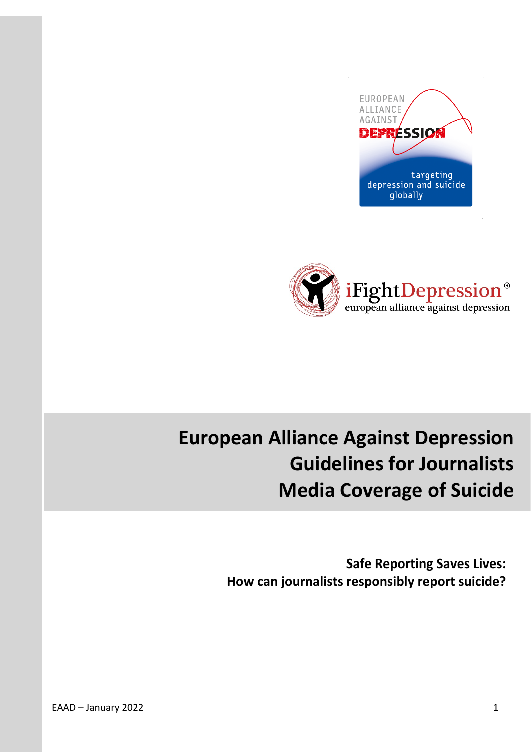# European Alliance Against Depression Guidelines for Journalists Media Coverage of Suicide

**Safe Reporting Saves Lives:**
**How can journalists responsibly report suicide?**

EAAD – January 2022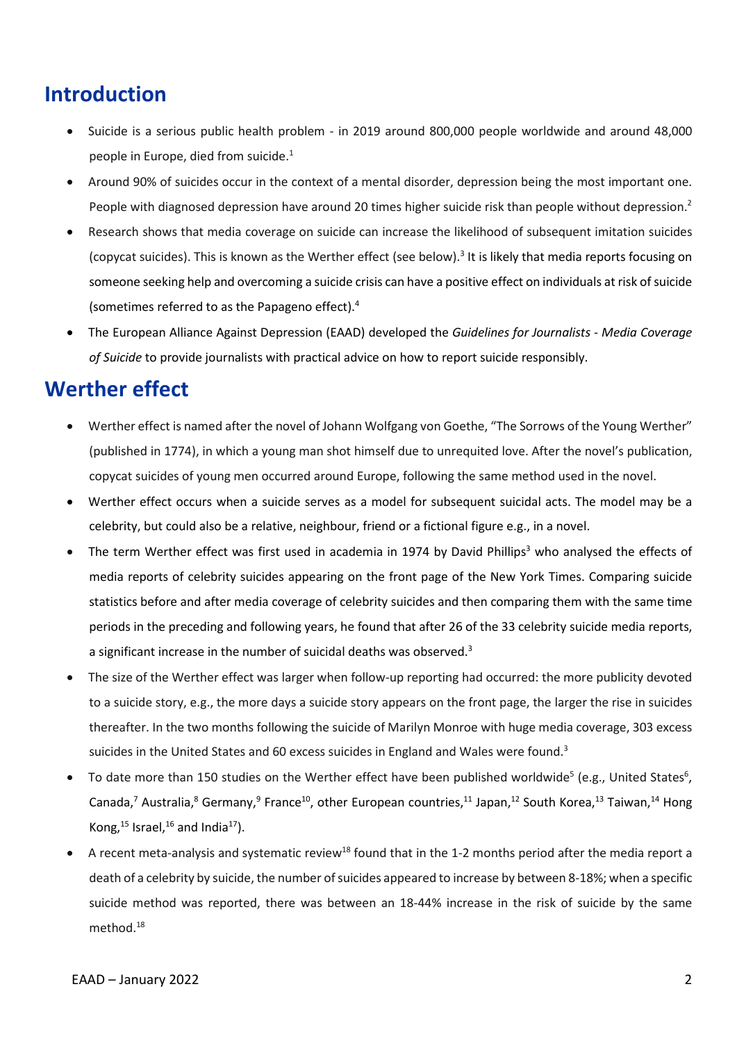## Introduction

- Suicide is a serious public health problem - in 2019 around 800,000 people worldwide and around 48,000 people in Europe, died from suicide.[1]
- Around 90% of suicides occur in the context of a mental disorder, depression being the most important one. People with diagnosed depression have around 20 times higher suicide risk than people without depression.[2]
- Research shows that media coverage on suicide can increase the likelihood of subsequent imitation suicides (copycat suicides). This is known as the Werther effect (see below).[3] It is likely that media reports focusing on someone seeking help and overcoming a suicide crisis can have a positive effect on individuals at risk of suicide (sometimes referred to as the Papageno effect).[4]
- The European Alliance Against Depression (EAAD) developed the *Guidelines for Journalists - Media Coverage of Suicide* to provide journalists with practical advice on how to report suicide responsibly.

## Werther effect

- Werther effect is named after the novel of Johann Wolfgang von Goethe, "The Sorrows of the Young Werther" (published in 1774), in which a young man shot himself due to unrequited love. After the novel's publication, copycat suicides of young men occurred around Europe, following the same method used in the novel.
- Werther effect occurs when a suicide serves as a model for subsequent suicidal acts. The model may be a celebrity, but could also be a relative, neighbour, friend or a fictional figure e.g., in a novel.
- The term Werther effect was first used in academia in 1974 by David Phillips[3] who analysed the effects of media reports of celebrity suicides appearing on the front page of the New York Times. Comparing suicide statistics before and after media coverage of celebrity suicides and then comparing them with the same time periods in the preceding and following years, he found that after 26 of the 33 celebrity suicide media reports, a significant increase in the number of suicidal deaths was observed.[3]
- The size of the Werther effect was larger when follow-up reporting had occurred: the more publicity devoted to a suicide story, e.g., the more days a suicide story appears on the front page, the larger the rise in suicides thereafter. In the two months following the suicide of Marilyn Monroe with huge media coverage, 303 excess suicides in the United States and 60 excess suicides in England and Wales were found.[3]
- To date more than 150 studies on the Werther effect have been published worldwide[5] (e.g., United States[6], Canada,[7] Australia,[8] Germany,[9] France[10], other European countries,[11] Japan,[12] South Korea,[13] Taiwan,[14] Hong Kong,[15] Israel,[16] and India[17]).
- A recent meta-analysis and systematic review[18] found that in the 1-2 months period after the media report a death of a celebrity by suicide, the number of suicides appeared to increase by between 8-18%; when a specific suicide method was reported, there was between an 18-44% increase in the risk of suicide by the same method.[18]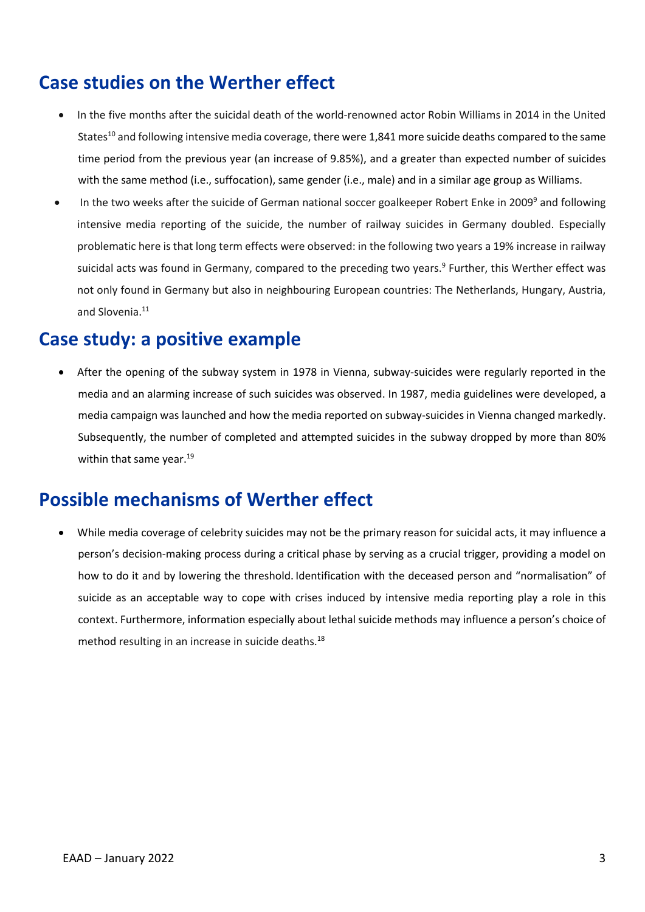## Case studies on the Werther effect

- In the five months after the suicidal death of the world-renowned actor Robin Williams in 2014 in the United States[10] and following intensive media coverage, there were 1,841 more suicide deaths compared to the same time period from the previous year (an increase of 9.85%), and a greater than expected number of suicides with the same method (i.e., suffocation), same gender (i.e., male) and in a similar age group as Williams.
- In the two weeks after the suicide of German national soccer goalkeeper Robert Enke in 2009[9] and following intensive media reporting of the suicide, the number of railway suicides in Germany doubled. Especially problematic here is that long term effects were observed: in the following two years a 19% increase in railway suicidal acts was found in Germany, compared to the preceding two years.[9] Further, this Werther effect was not only found in Germany but also in neighbouring European countries: The Netherlands, Hungary, Austria, and Slovenia.[11]

## Case study: a positive example

- After the opening of the subway system in 1978 in Vienna, subway-suicides were regularly reported in the media and an alarming increase of such suicides was observed. In 1987, media guidelines were developed, a media campaign was launched and how the media reported on subway-suicides in Vienna changed markedly. Subsequently, the number of completed and attempted suicides in the subway dropped by more than 80% within that same year.[19]

## Possible mechanisms of Werther effect

- While media coverage of celebrity suicides may not be the primary reason for suicidal acts, it may influence a person's decision-making process during a critical phase by serving as a crucial trigger, providing a model on how to do it and by lowering the threshold. Identification with the deceased person and "normalisation" of suicide as an acceptable way to cope with crises induced by intensive media reporting play a role in this context. Furthermore, information especially about lethal suicide methods may influence a person's choice of method resulting in an increase in suicide deaths.[18]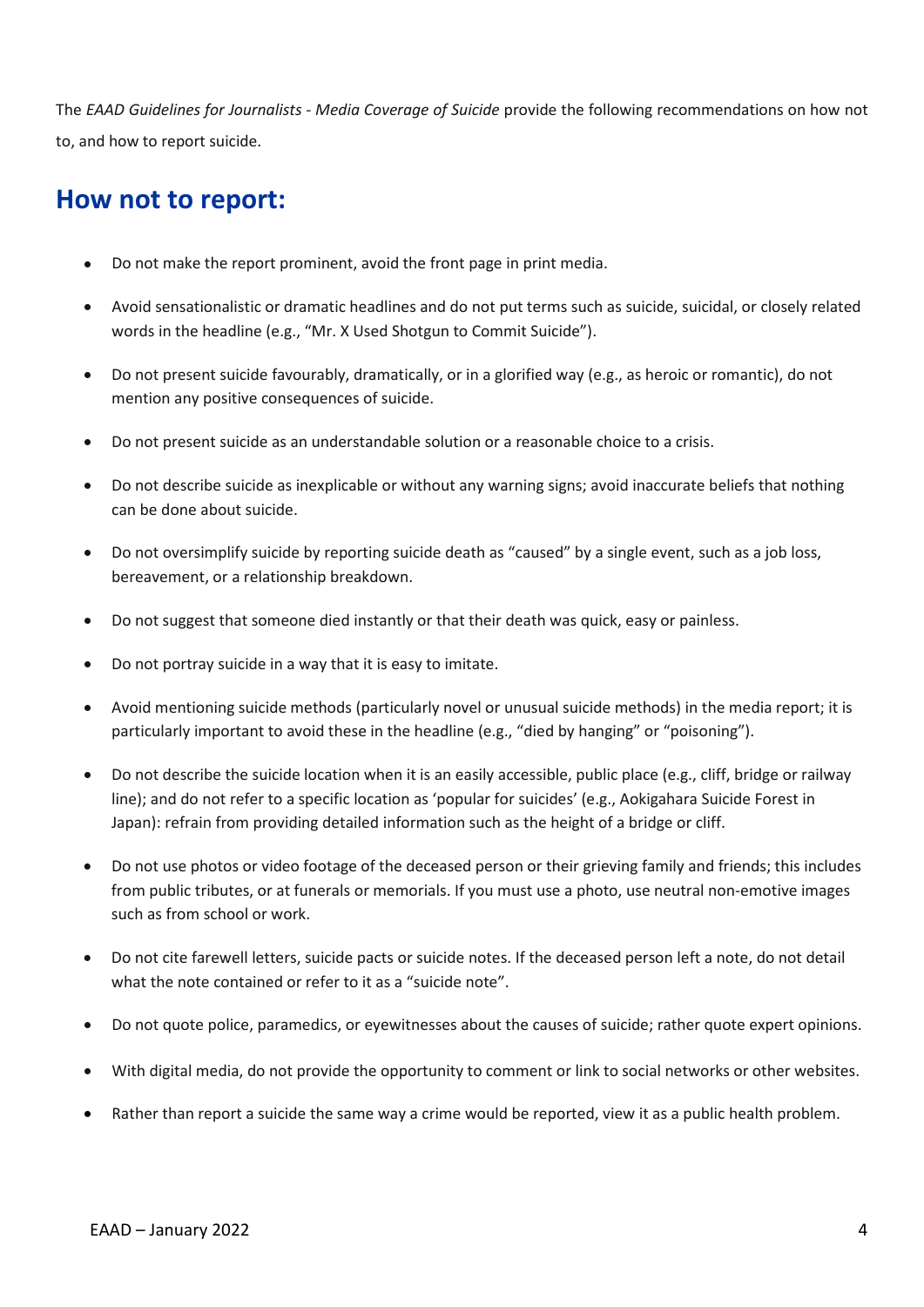The *EAAD Guidelines for Journalists - Media Coverage of Suicide* provide the following recommendations on how not to, and how to report suicide.

## How not to report:

- Do not make the report prominent, avoid the front page in print media.
- Avoid sensationalistic or dramatic headlines and do not put terms such as suicide, suicidal, or closely related words in the headline (e.g., "Mr. X Used Shotgun to Commit Suicide").
- Do not present suicide favourably, dramatically, or in a glorified way (e.g., as heroic or romantic), do not mention any positive consequences of suicide.
- Do not present suicide as an understandable solution or a reasonable choice to a crisis.
- Do not describe suicide as inexplicable or without any warning signs; avoid inaccurate beliefs that nothing can be done about suicide.
- Do not oversimplify suicide by reporting suicide death as "caused" by a single event, such as a job loss, bereavement, or a relationship breakdown.
- Do not suggest that someone died instantly or that their death was quick, easy or painless.
- Do not portray suicide in a way that it is easy to imitate.
- Avoid mentioning suicide methods (particularly novel or unusual suicide methods) in the media report; it is particularly important to avoid these in the headline (e.g., "died by hanging" or "poisoning").
- Do not describe the suicide location when it is an easily accessible, public place (e.g., cliff, bridge or railway line); and do not refer to a specific location as 'popular for suicides' (e.g., Aokigahara Suicide Forest in Japan): refrain from providing detailed information such as the height of a bridge or cliff.
- Do not use photos or video footage of the deceased person or their grieving family and friends; this includes from public tributes, or at funerals or memorials. If you must use a photo, use neutral non-emotive images such as from school or work.
- Do not cite farewell letters, suicide pacts or suicide notes. If the deceased person left a note, do not detail what the note contained or refer to it as a "suicide note".
- Do not quote police, paramedics, or eyewitnesses about the causes of suicide; rather quote expert opinions.
- With digital media, do not provide the opportunity to comment or link to social networks or other websites.
- Rather than report a suicide the same way a crime would be reported, view it as a public health problem.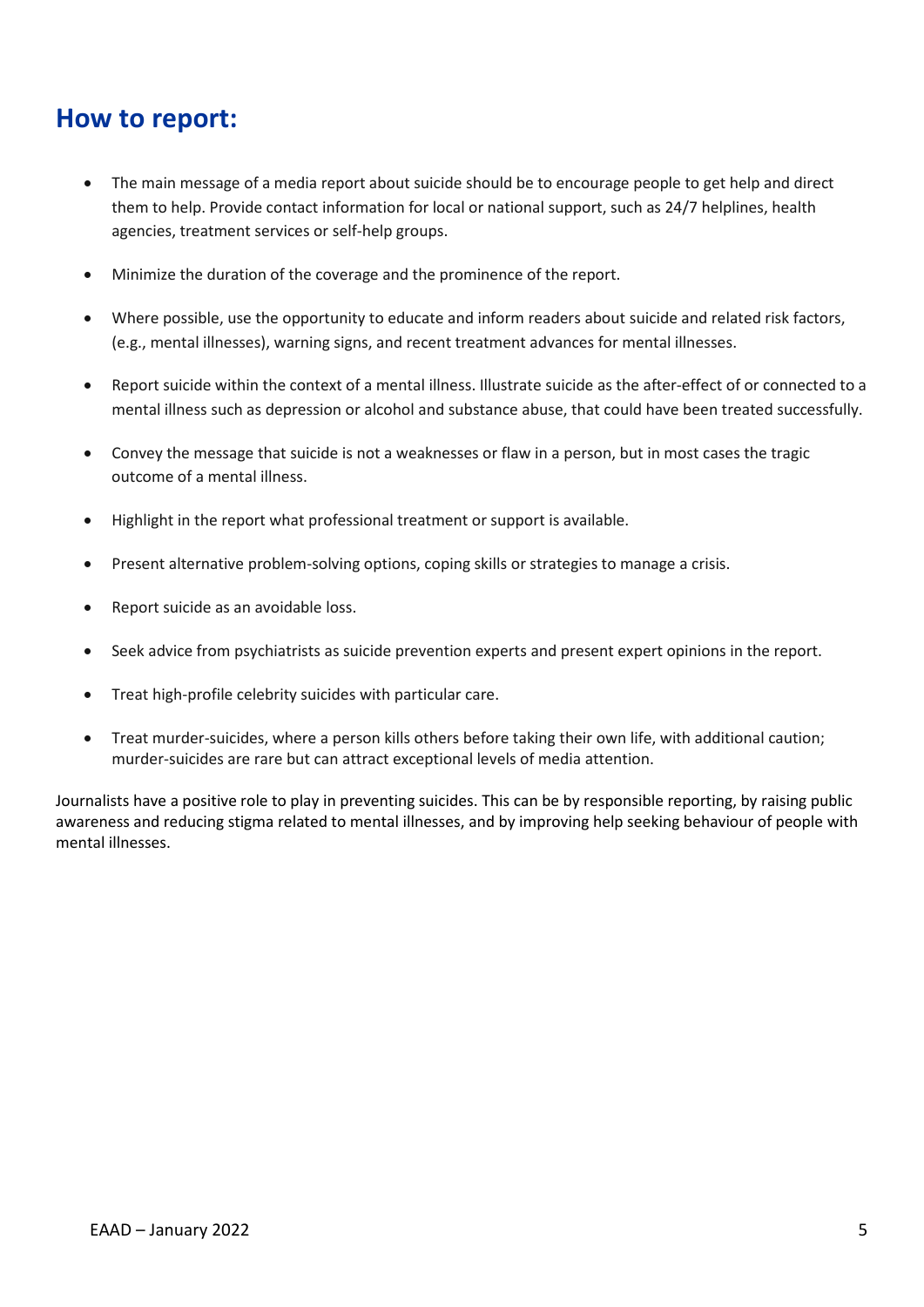## How to report:

- The main message of a media report about suicide should be to encourage people to get help and direct them to help. Provide contact information for local or national support, such as 24/7 helplines, health agencies, treatment services or self-help groups.
- Minimize the duration of the coverage and the prominence of the report.
- Where possible, use the opportunity to educate and inform readers about suicide and related risk factors, (e.g., mental illnesses), warning signs, and recent treatment advances for mental illnesses.
- Report suicide within the context of a mental illness. Illustrate suicide as the after-effect of or connected to a mental illness such as depression or alcohol and substance abuse, that could have been treated successfully.
- Convey the message that suicide is not a weaknesses or flaw in a person, but in most cases the tragic outcome of a mental illness.
- Highlight in the report what professional treatment or support is available.
- Present alternative problem-solving options, coping skills or strategies to manage a crisis.
- Report suicide as an avoidable loss.
- Seek advice from psychiatrists as suicide prevention experts and present expert opinions in the report.
- Treat high-profile celebrity suicides with particular care.
- Treat murder-suicides, where a person kills others before taking their own life, with additional caution; murder-suicides are rare but can attract exceptional levels of media attention.

Journalists have a positive role to play in preventing suicides. This can be by responsible reporting, by raising public awareness and reducing stigma related to mental illnesses, and by improving help seeking behaviour of people with mental illnesses.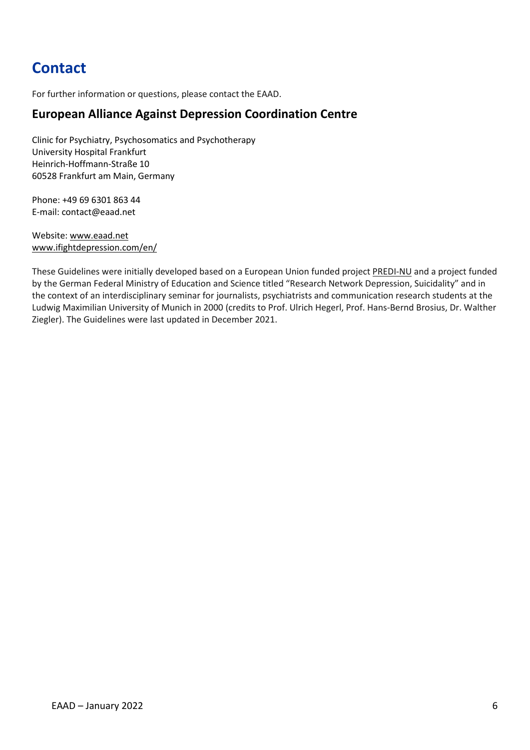# Contact

For further information or questions, please contact the EAAD.

## European Alliance Against Depression Coordination Centre

Clinic for Psychiatry, Psychosomatics and Psychotherapy
University Hospital Frankfurt
Heinrich-Hoffmann-Straße 10
60528 Frankfurt am Main, Germany

Phone: +49 69 6301 863 44
E-mail: contact@eaad.net

Website: www.eaad.net
www.ifightdepression.com/en/

These Guidelines were initially developed based on a European Union funded project PREDI-NU and a project funded by the German Federal Ministry of Education and Science titled "Research Network Depression, Suicidality" and in the context of an interdisciplinary seminar for journalists, psychiatrists and communication research students at the Ludwig Maximilian University of Munich in 2000 (credits to Prof. Ulrich Hegerl, Prof. Hans-Bernd Brosius, Dr. Walther Ziegler). The Guidelines were last updated in December 2021.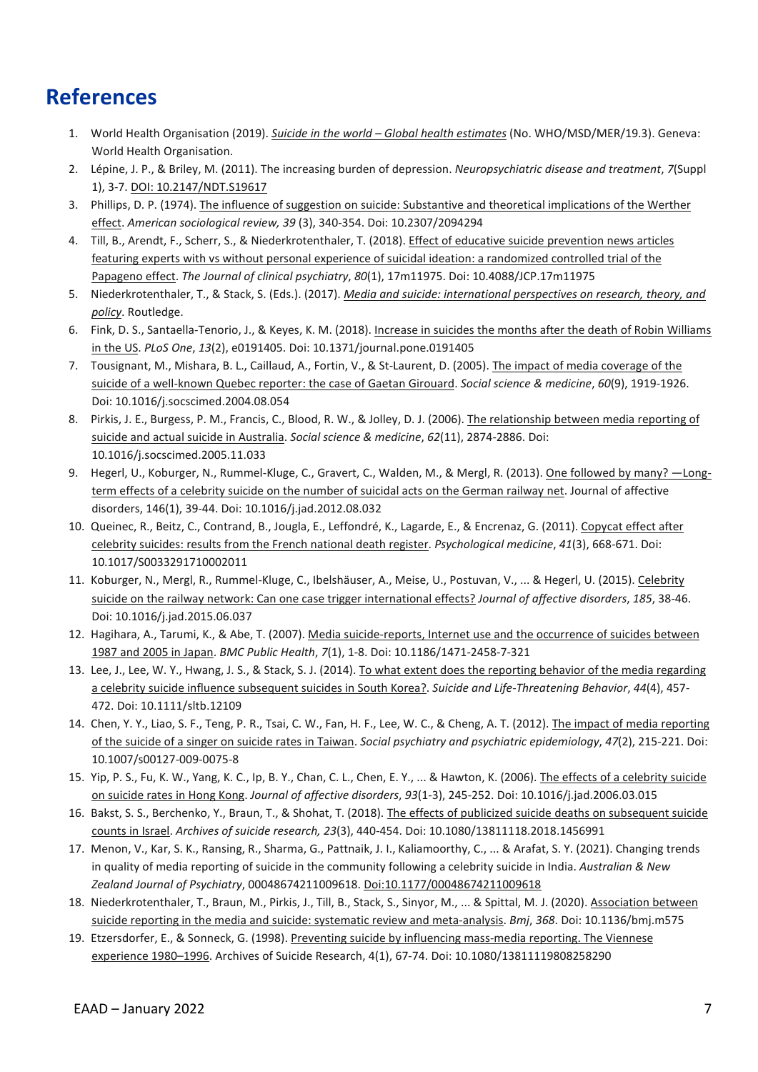# References

1. World Health Organisation (2019). *Suicide in the world – Global health estimates* (No. WHO/MSD/MER/19.3). Geneva: World Health Organisation.
2. Lépine, J. P., & Briley, M. (2011). The increasing burden of depression. *Neuropsychiatric disease and treatment*, *7*(Suppl 1), 3-7. DOI: 10.2147/NDT.S19617
3. Phillips, D. P. (1974). The influence of suggestion on suicide: Substantive and theoretical implications of the Werther effect. *American sociological review, 39* (3), 340-354. Doi: 10.2307/2094294
4. Till, B., Arendt, F., Scherr, S., & Niederkrotenthaler, T. (2018). Effect of educative suicide prevention news articles featuring experts with vs without personal experience of suicidal ideation: a randomized controlled trial of the Papageno effect. *The Journal of clinical psychiatry*, *80*(1), 17m11975. Doi: 10.4088/JCP.17m11975
5. Niederkrotenthaler, T., & Stack, S. (Eds.). (2017). *Media and suicide: international perspectives on research, theory, and policy*. Routledge.
6. Fink, D. S., Santaella-Tenorio, J., & Keyes, K. M. (2018). Increase in suicides the months after the death of Robin Williams in the US. *PLoS One*, *13*(2), e0191405. Doi: 10.1371/journal.pone.0191405
7. Tousignant, M., Mishara, B. L., Caillaud, A., Fortin, V., & St-Laurent, D. (2005). The impact of media coverage of the suicide of a well-known Quebec reporter: the case of Gaetan Girouard. *Social science & medicine*, *60*(9), 1919-1926. Doi: 10.1016/j.socscimed.2004.08.054
8. Pirkis, J. E., Burgess, P. M., Francis, C., Blood, R. W., & Jolley, D. J. (2006). The relationship between media reporting of suicide and actual suicide in Australia. *Social science & medicine*, *62*(11), 2874-2886. Doi: 10.1016/j.socscimed.2005.11.033
9. Hegerl, U., Koburger, N., Rummel-Kluge, C., Gravert, C., Walden, M., & Mergl, R. (2013). One followed by many? —Long-term effects of a celebrity suicide on the number of suicidal acts on the German railway net. Journal of affective disorders, 146(1), 39-44. Doi: 10.1016/j.jad.2012.08.032
10. Queinec, R., Beitz, C., Contrand, B., Jougla, E., Leffondré, K., Lagarde, E., & Encrenaz, G. (2011). Copycat effect after celebrity suicides: results from the French national death register. *Psychological medicine*, *41*(3), 668-671. Doi: 10.1017/S0033291710002011
11. Koburger, N., Mergl, R., Rummel-Kluge, C., Ibelshäuser, A., Meise, U., Postuvan, V., ... & Hegerl, U. (2015). Celebrity suicide on the railway network: Can one case trigger international effects? *Journal of affective disorders*, *185*, 38-46. Doi: 10.1016/j.jad.2015.06.037
12. Hagihara, A., Tarumi, K., & Abe, T. (2007). Media suicide-reports, Internet use and the occurrence of suicides between 1987 and 2005 in Japan. *BMC Public Health*, *7*(1), 1-8. Doi: 10.1186/1471-2458-7-321
13. Lee, J., Lee, W. Y., Hwang, J. S., & Stack, S. J. (2014). To what extent does the reporting behavior of the media regarding a celebrity suicide influence subsequent suicides in South Korea?. *Suicide and Life-Threatening Behavior*, *44*(4), 457-472. Doi: 10.1111/sltb.12109
14. Chen, Y. Y., Liao, S. F., Teng, P. R., Tsai, C. W., Fan, H. F., Lee, W. C., & Cheng, A. T. (2012). The impact of media reporting of the suicide of a singer on suicide rates in Taiwan. *Social psychiatry and psychiatric epidemiology*, *47*(2), 215-221. Doi: 10.1007/s00127-009-0075-8
15. Yip, P. S., Fu, K. W., Yang, K. C., Ip, B. Y., Chan, C. L., Chen, E. Y., ... & Hawton, K. (2006). The effects of a celebrity suicide on suicide rates in Hong Kong. *Journal of affective disorders*, *93*(1-3), 245-252. Doi: 10.1016/j.jad.2006.03.015
16. Bakst, S. S., Berchenko, Y., Braun, T., & Shohat, T. (2018). The effects of publicized suicide deaths on subsequent suicide counts in Israel. *Archives of suicide research, 23*(3), 440-454. Doi: 10.1080/13811118.2018.1456991
17. Menon, V., Kar, S. K., Ransing, R., Sharma, G., Pattnaik, J. I., Kaliamoorthy, C., ... & Arafat, S. Y. (2021). Changing trends in quality of media reporting of suicide in the community following a celebrity suicide in India. *Australian & New Zealand Journal of Psychiatry*, 00048674211009618. Doi:10.1177/00048674211009618
18. Niederkrotenthaler, T., Braun, M., Pirkis, J., Till, B., Stack, S., Sinyor, M., ... & Spittal, M. J. (2020). Association between suicide reporting in the media and suicide: systematic review and meta-analysis. *Bmj*, *368*. Doi: 10.1136/bmj.m575
19. Etzersdorfer, E., & Sonneck, G. (1998). Preventing suicide by influencing mass-media reporting. The Viennese experience 1980–1996. Archives of Suicide Research, 4(1), 67-74. Doi: 10.1080/13811119808258290